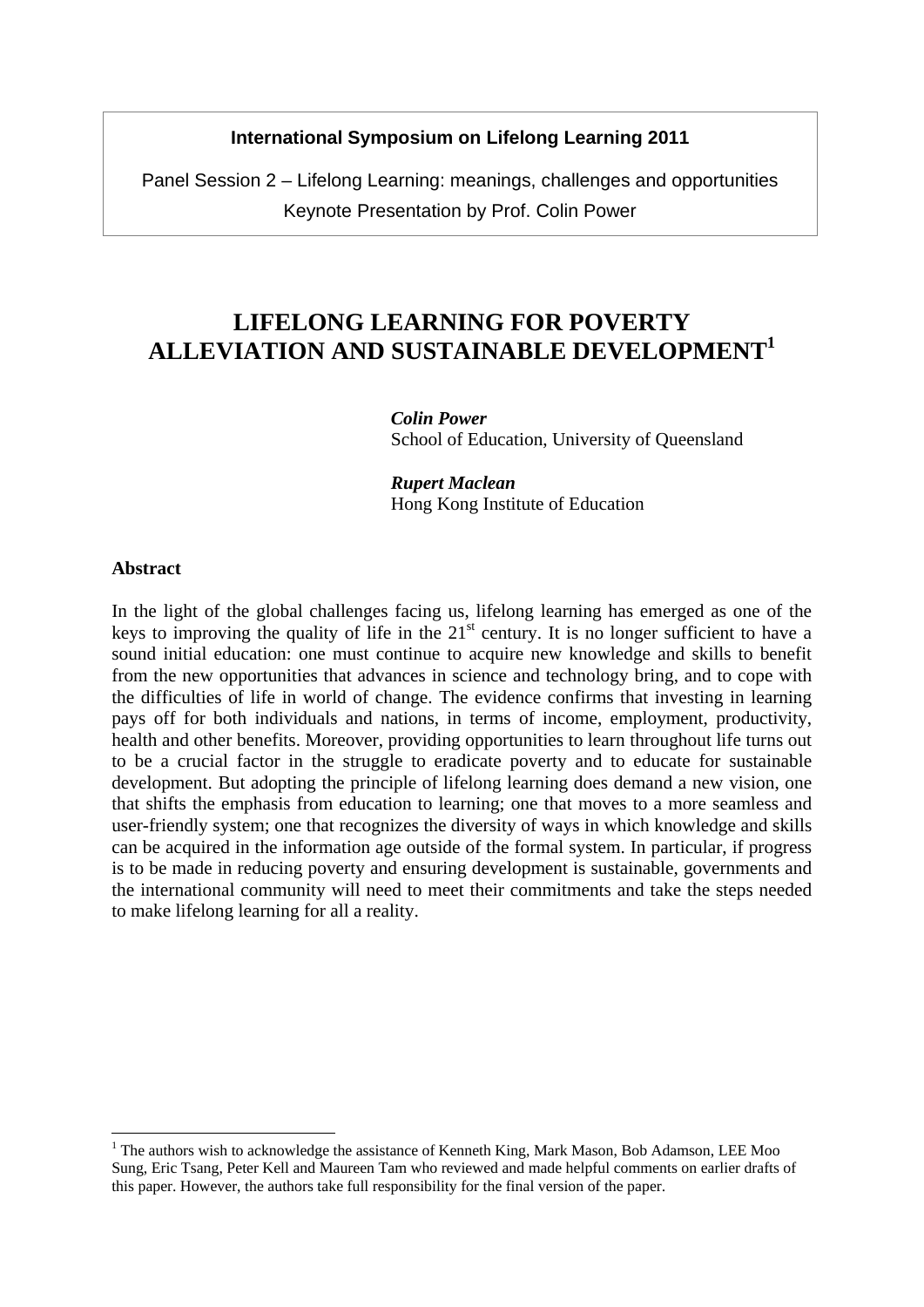**International Symposium on Lifelong Learning 2011**

Panel Session 2 – Lifelong Learning: meanings, challenges and opportunities
Keynote Presentation by Prof. Colin Power

# LIFELONG LEARNING FOR POVERTY ALLEVIATION AND SUSTAINABLE DEVELOPMENT[1]

***Colin Power***
School of Education, University of Queensland

***Rupert Maclean***
Hong Kong Institute of Education

## Abstract

In the light of the global challenges facing us, lifelong learning has emerged as one of the keys to improving the quality of life in the 21st century. It is no longer sufficient to have a sound initial education: one must continue to acquire new knowledge and skills to benefit from the new opportunities that advances in science and technology bring, and to cope with the difficulties of life in world of change. The evidence confirms that investing in learning pays off for both individuals and nations, in terms of income, employment, productivity, health and other benefits. Moreover, providing opportunities to learn throughout life turns out to be a crucial factor in the struggle to eradicate poverty and to educate for sustainable development. But adopting the principle of lifelong learning does demand a new vision, one that shifts the emphasis from education to learning; one that moves to a more seamless and user-friendly system; one that recognizes the diversity of ways in which knowledge and skills can be acquired in the information age outside of the formal system. In particular, if progress is to be made in reducing poverty and ensuring development is sustainable, governments and the international community will need to meet their commitments and take the steps needed to make lifelong learning for all a reality.

---

[1] The authors wish to acknowledge the assistance of Kenneth King, Mark Mason, Bob Adamson, LEE Moo Sung, Eric Tsang, Peter Kell and Maureen Tam who reviewed and made helpful comments on earlier drafts of this paper. However, the authors take full responsibility for the final version of the paper.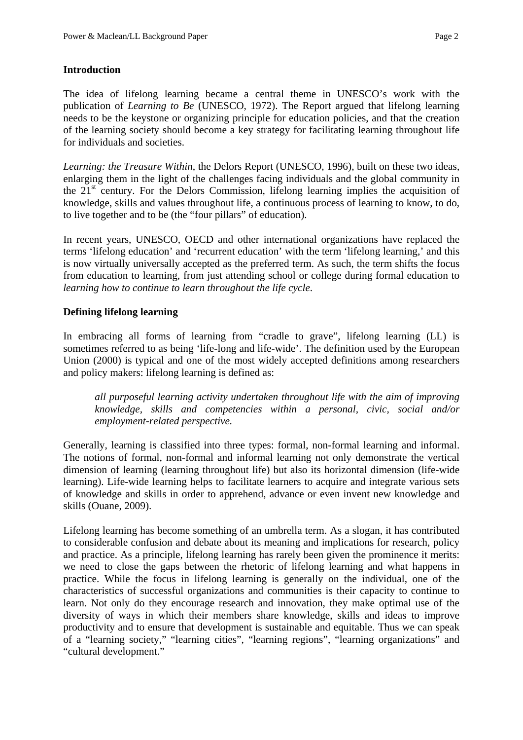## Introduction

The idea of lifelong learning became a central theme in UNESCO's work with the publication of *Learning to Be* (UNESCO, 1972). The Report argued that lifelong learning needs to be the keystone or organizing principle for education policies, and that the creation of the learning society should become a key strategy for facilitating learning throughout life for individuals and societies.

*Learning: the Treasure Within*, the Delors Report (UNESCO, 1996), built on these two ideas, enlarging them in the light of the challenges facing individuals and the global community in the 21st century. For the Delors Commission, lifelong learning implies the acquisition of knowledge, skills and values throughout life, a continuous process of learning to know, to do, to live together and to be (the "four pillars" of education).

In recent years, UNESCO, OECD and other international organizations have replaced the terms 'lifelong education' and 'recurrent education' with the term 'lifelong learning,' and this is now virtually universally accepted as the preferred term. As such, the term shifts the focus from education to learning, from just attending school or college during formal education to *learning how to continue to learn throughout the life cycle*.

## Defining lifelong learning

In embracing all forms of learning from "cradle to grave", lifelong learning (LL) is sometimes referred to as being 'life-long and life-wide'. The definition used by the European Union (2000) is typical and one of the most widely accepted definitions among researchers and policy makers: lifelong learning is defined as:

> *all purposeful learning activity undertaken throughout life with the aim of improving knowledge, skills and competencies within a personal, civic, social and/or employment-related perspective.*

Generally, learning is classified into three types: formal, non-formal learning and informal. The notions of formal, non-formal and informal learning not only demonstrate the vertical dimension of learning (learning throughout life) but also its horizontal dimension (life-wide learning). Life-wide learning helps to facilitate learners to acquire and integrate various sets of knowledge and skills in order to apprehend, advance or even invent new knowledge and skills (Ouane, 2009).

Lifelong learning has become something of an umbrella term. As a slogan, it has contributed to considerable confusion and debate about its meaning and implications for research, policy and practice. As a principle, lifelong learning has rarely been given the prominence it merits: we need to close the gaps between the rhetoric of lifelong learning and what happens in practice. While the focus in lifelong learning is generally on the individual, one of the characteristics of successful organizations and communities is their capacity to continue to learn. Not only do they encourage research and innovation, they make optimal use of the diversity of ways in which their members share knowledge, skills and ideas to improve productivity and to ensure that development is sustainable and equitable. Thus we can speak of a "learning society," "learning cities", "learning regions", "learning organizations" and "cultural development."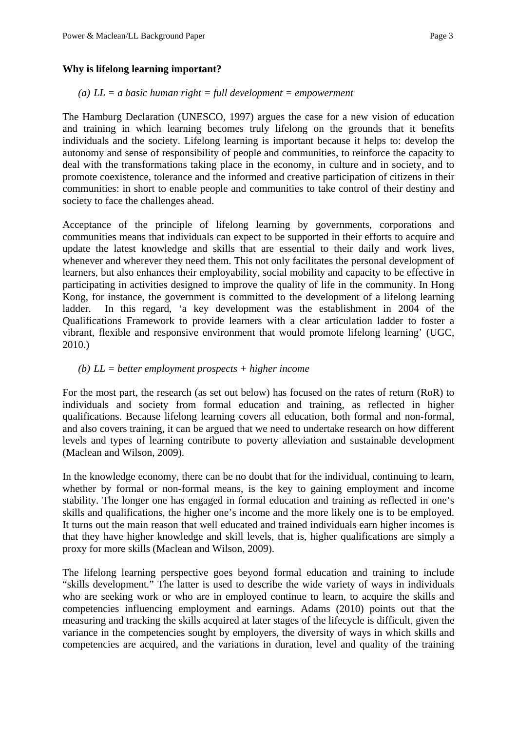**Why is lifelong learning important?**

*(a) LL = a basic human right = full development = empowerment*

The Hamburg Declaration (UNESCO, 1997) argues the case for a new vision of education and training in which learning becomes truly lifelong on the grounds that it benefits individuals and the society. Lifelong learning is important because it helps to: develop the autonomy and sense of responsibility of people and communities, to reinforce the capacity to deal with the transformations taking place in the economy, in culture and in society, and to promote coexistence, tolerance and the informed and creative participation of citizens in their communities: in short to enable people and communities to take control of their destiny and society to face the challenges ahead.

Acceptance of the principle of lifelong learning by governments, corporations and communities means that individuals can expect to be supported in their efforts to acquire and update the latest knowledge and skills that are essential to their daily and work lives, whenever and wherever they need them. This not only facilitates the personal development of learners, but also enhances their employability, social mobility and capacity to be effective in participating in activities designed to improve the quality of life in the community. In Hong Kong, for instance, the government is committed to the development of a lifelong learning ladder. In this regard, 'a key development was the establishment in 2004 of the Qualifications Framework to provide learners with a clear articulation ladder to foster a vibrant, flexible and responsive environment that would promote lifelong learning' (UGC, 2010.)

*(b) LL = better employment prospects + higher income*

For the most part, the research (as set out below) has focused on the rates of return (RoR) to individuals and society from formal education and training, as reflected in higher qualifications. Because lifelong learning covers all education, both formal and non-formal, and also covers training, it can be argued that we need to undertake research on how different levels and types of learning contribute to poverty alleviation and sustainable development (Maclean and Wilson, 2009).

In the knowledge economy, there can be no doubt that for the individual, continuing to learn, whether by formal or non-formal means, is the key to gaining employment and income stability. The longer one has engaged in formal education and training as reflected in one's skills and qualifications, the higher one's income and the more likely one is to be employed. It turns out the main reason that well educated and trained individuals earn higher incomes is that they have higher knowledge and skill levels, that is, higher qualifications are simply a proxy for more skills (Maclean and Wilson, 2009).

The lifelong learning perspective goes beyond formal education and training to include "skills development." The latter is used to describe the wide variety of ways in individuals who are seeking work or who are in employed continue to learn, to acquire the skills and competencies influencing employment and earnings. Adams (2010) points out that the measuring and tracking the skills acquired at later stages of the lifecycle is difficult, given the variance in the competencies sought by employers, the diversity of ways in which skills and competencies are acquired, and the variations in duration, level and quality of the training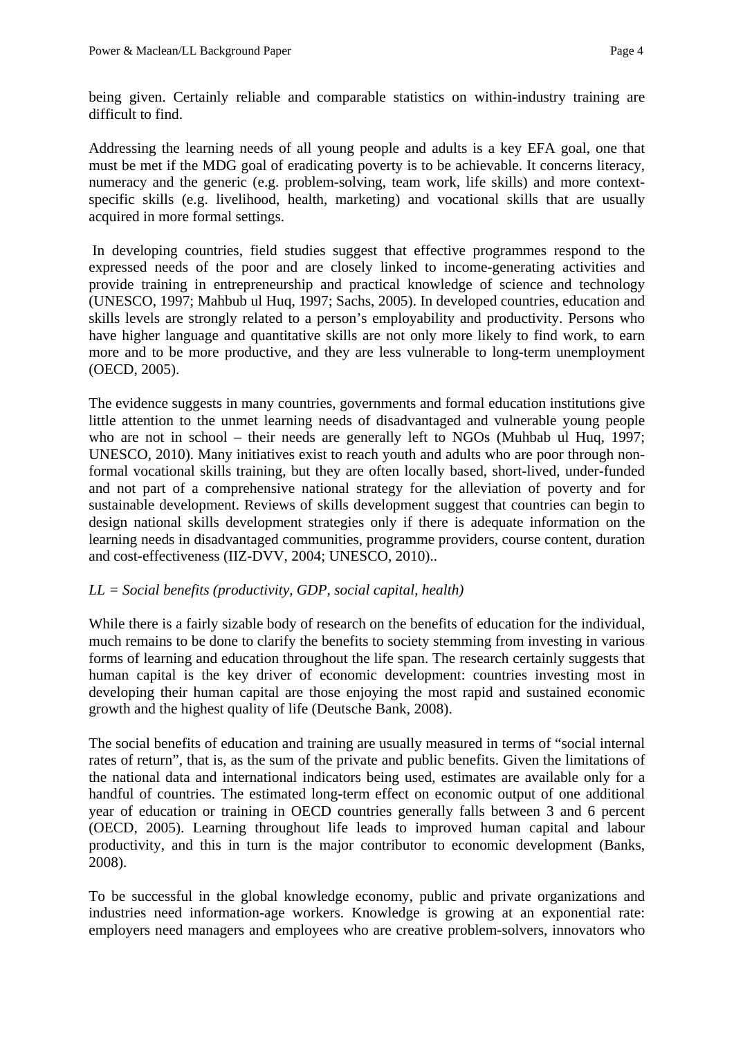being given. Certainly reliable and comparable statistics on within-industry training are difficult to find.

Addressing the learning needs of all young people and adults is a key EFA goal, one that must be met if the MDG goal of eradicating poverty is to be achievable. It concerns literacy, numeracy and the generic (e.g. problem-solving, team work, life skills) and more context-specific skills (e.g. livelihood, health, marketing) and vocational skills that are usually acquired in more formal settings.

In developing countries, field studies suggest that effective programmes respond to the expressed needs of the poor and are closely linked to income-generating activities and provide training in entrepreneurship and practical knowledge of science and technology (UNESCO, 1997; Mahbub ul Huq, 1997; Sachs, 2005). In developed countries, education and skills levels are strongly related to a person's employability and productivity. Persons who have higher language and quantitative skills are not only more likely to find work, to earn more and to be more productive, and they are less vulnerable to long-term unemployment (OECD, 2005).

The evidence suggests in many countries, governments and formal education institutions give little attention to the unmet learning needs of disadvantaged and vulnerable young people who are not in school – their needs are generally left to NGOs (Muhbab ul Huq, 1997; UNESCO, 2010). Many initiatives exist to reach youth and adults who are poor through non-formal vocational skills training, but they are often locally based, short-lived, under-funded and not part of a comprehensive national strategy for the alleviation of poverty and for sustainable development. Reviews of skills development suggest that countries can begin to design national skills development strategies only if there is adequate information on the learning needs in disadvantaged communities, programme providers, course content, duration and cost-effectiveness (IIZ-DVV, 2004; UNESCO, 2010)..

*LL = Social benefits (productivity, GDP, social capital, health)*

While there is a fairly sizable body of research on the benefits of education for the individual, much remains to be done to clarify the benefits to society stemming from investing in various forms of learning and education throughout the life span. The research certainly suggests that human capital is the key driver of economic development: countries investing most in developing their human capital are those enjoying the most rapid and sustained economic growth and the highest quality of life (Deutsche Bank, 2008).

The social benefits of education and training are usually measured in terms of "social internal rates of return", that is, as the sum of the private and public benefits. Given the limitations of the national data and international indicators being used, estimates are available only for a handful of countries. The estimated long-term effect on economic output of one additional year of education or training in OECD countries generally falls between 3 and 6 percent (OECD, 2005). Learning throughout life leads to improved human capital and labour productivity, and this in turn is the major contributor to economic development (Banks, 2008).

To be successful in the global knowledge economy, public and private organizations and industries need information-age workers. Knowledge is growing at an exponential rate: employers need managers and employees who are creative problem-solvers, innovators who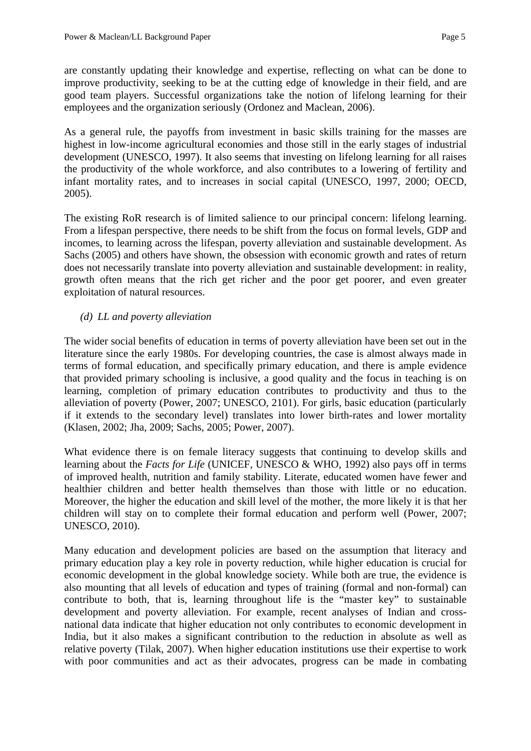are constantly updating their knowledge and expertise, reflecting on what can be done to improve productivity, seeking to be at the cutting edge of knowledge in their field, and are good team players. Successful organizations take the notion of lifelong learning for their employees and the organization seriously (Ordonez and Maclean, 2006).

As a general rule, the payoffs from investment in basic skills training for the masses are highest in low-income agricultural economies and those still in the early stages of industrial development (UNESCO, 1997). It also seems that investing on lifelong learning for all raises the productivity of the whole workforce, and also contributes to a lowering of fertility and infant mortality rates, and to increases in social capital (UNESCO, 1997, 2000; OECD, 2005).

The existing RoR research is of limited salience to our principal concern: lifelong learning. From a lifespan perspective, there needs to be shift from the focus on formal levels, GDP and incomes, to learning across the lifespan, poverty alleviation and sustainable development. As Sachs (2005) and others have shown, the obsession with economic growth and rates of return does not necessarily translate into poverty alleviation and sustainable development: in reality, growth often means that the rich get richer and the poor get poorer, and even greater exploitation of natural resources.

*(d) LL and poverty alleviation*

The wider social benefits of education in terms of poverty alleviation have been set out in the literature since the early 1980s. For developing countries, the case is almost always made in terms of formal education, and specifically primary education, and there is ample evidence that provided primary schooling is inclusive, a good quality and the focus in teaching is on learning, completion of primary education contributes to productivity and thus to the alleviation of poverty (Power, 2007; UNESCO, 2101). For girls, basic education (particularly if it extends to the secondary level) translates into lower birth-rates and lower mortality (Klasen, 2002; Jha, 2009; Sachs, 2005; Power, 2007).

What evidence there is on female literacy suggests that continuing to develop skills and learning about the *Facts for Life* (UNICEF, UNESCO & WHO, 1992) also pays off in terms of improved health, nutrition and family stability. Literate, educated women have fewer and healthier children and better health themselves than those with little or no education. Moreover, the higher the education and skill level of the mother, the more likely it is that her children will stay on to complete their formal education and perform well (Power, 2007; UNESCO, 2010).

Many education and development policies are based on the assumption that literacy and primary education play a key role in poverty reduction, while higher education is crucial for economic development in the global knowledge society. While both are true, the evidence is also mounting that all levels of education and types of training (formal and non-formal) can contribute to both, that is, learning throughout life is the "master key" to sustainable development and poverty alleviation. For example, recent analyses of Indian and cross-national data indicate that higher education not only contributes to economic development in India, but it also makes a significant contribution to the reduction in absolute as well as relative poverty (Tilak, 2007). When higher education institutions use their expertise to work with poor communities and act as their advocates, progress can be made in combating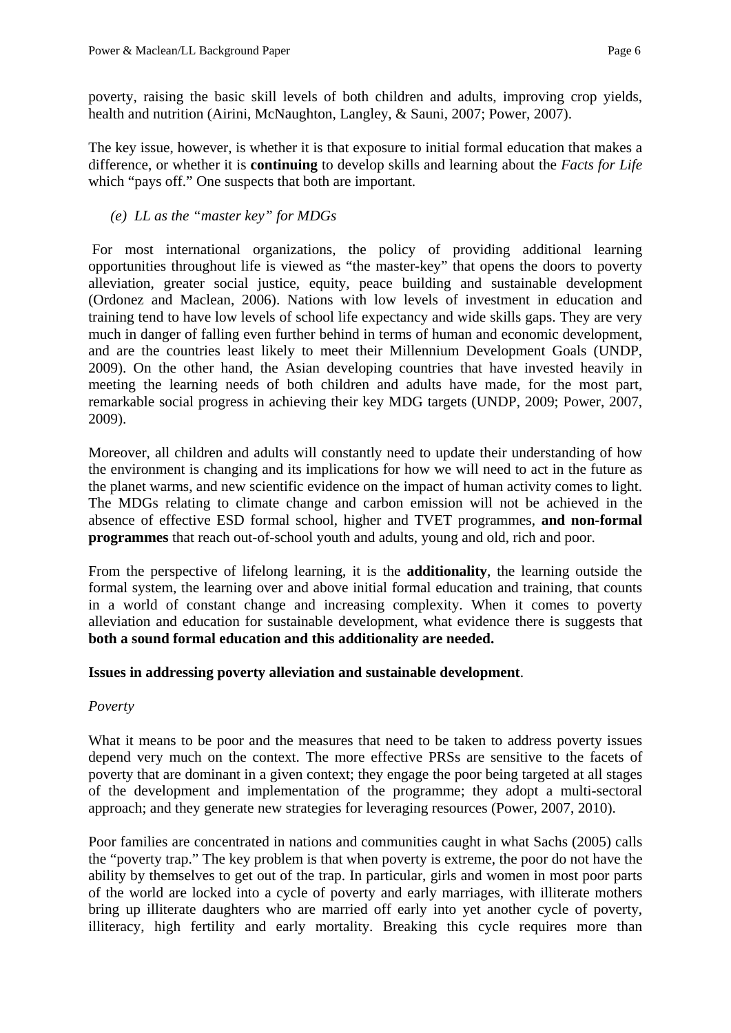poverty, raising the basic skill levels of both children and adults, improving crop yields, health and nutrition (Airini, McNaughton, Langley, & Sauni, 2007; Power, 2007).

The key issue, however, is whether it is that exposure to initial formal education that makes a difference, or whether it is **continuing** to develop skills and learning about the *Facts for Life* which "pays off." One suspects that both are important.

*(e) LL as the "master key" for MDGs*

For most international organizations, the policy of providing additional learning opportunities throughout life is viewed as "the master-key" that opens the doors to poverty alleviation, greater social justice, equity, peace building and sustainable development (Ordonez and Maclean, 2006). Nations with low levels of investment in education and training tend to have low levels of school life expectancy and wide skills gaps. They are very much in danger of falling even further behind in terms of human and economic development, and are the countries least likely to meet their Millennium Development Goals (UNDP, 2009). On the other hand, the Asian developing countries that have invested heavily in meeting the learning needs of both children and adults have made, for the most part, remarkable social progress in achieving their key MDG targets (UNDP, 2009; Power, 2007, 2009).

Moreover, all children and adults will constantly need to update their understanding of how the environment is changing and its implications for how we will need to act in the future as the planet warms, and new scientific evidence on the impact of human activity comes to light. The MDGs relating to climate change and carbon emission will not be achieved in the absence of effective ESD formal school, higher and TVET programmes, **and non-formal programmes** that reach out-of-school youth and adults, young and old, rich and poor.

From the perspective of lifelong learning, it is the **additionality**, the learning outside the formal system, the learning over and above initial formal education and training, that counts in a world of constant change and increasing complexity. When it comes to poverty alleviation and education for sustainable development, what evidence there is suggests that **both a sound formal education and this additionality are needed.**

**Issues in addressing poverty alleviation and sustainable development**.

*Poverty*

What it means to be poor and the measures that need to be taken to address poverty issues depend very much on the context. The more effective PRSs are sensitive to the facets of poverty that are dominant in a given context; they engage the poor being targeted at all stages of the development and implementation of the programme; they adopt a multi-sectoral approach; and they generate new strategies for leveraging resources (Power, 2007, 2010).

Poor families are concentrated in nations and communities caught in what Sachs (2005) calls the "poverty trap." The key problem is that when poverty is extreme, the poor do not have the ability by themselves to get out of the trap. In particular, girls and women in most poor parts of the world are locked into a cycle of poverty and early marriages, with illiterate mothers bring up illiterate daughters who are married off early into yet another cycle of poverty, illiteracy, high fertility and early mortality. Breaking this cycle requires more than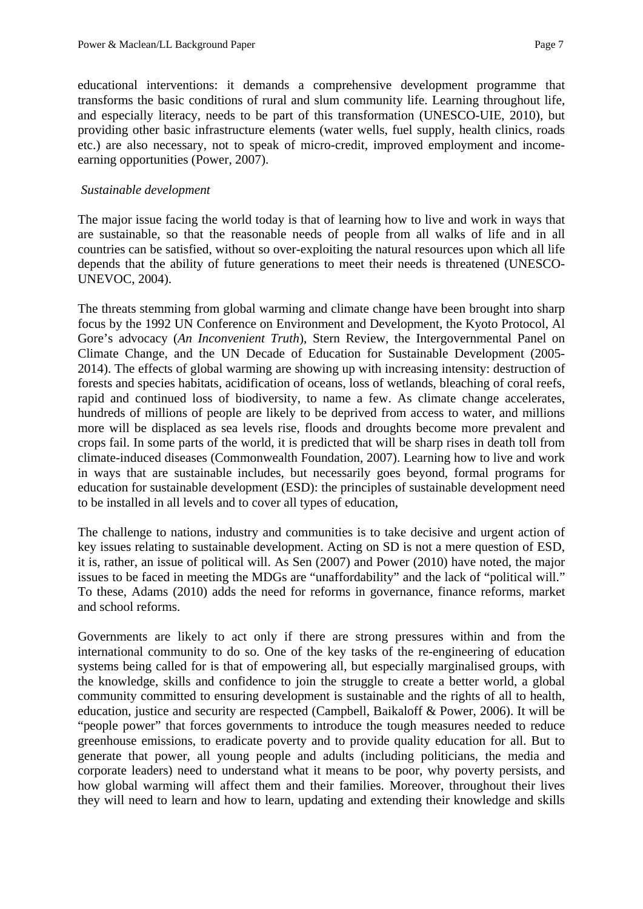educational interventions: it demands a comprehensive development programme that transforms the basic conditions of rural and slum community life. Learning throughout life, and especially literacy, needs to be part of this transformation (UNESCO-UIE, 2010), but providing other basic infrastructure elements (water wells, fuel supply, health clinics, roads etc.) are also necessary, not to speak of micro-credit, improved employment and income-earning opportunities (Power, 2007).

*Sustainable development*

The major issue facing the world today is that of learning how to live and work in ways that are sustainable, so that the reasonable needs of people from all walks of life and in all countries can be satisfied, without so over-exploiting the natural resources upon which all life depends that the ability of future generations to meet their needs is threatened (UNESCO-UNEVOC, 2004).

The threats stemming from global warming and climate change have been brought into sharp focus by the 1992 UN Conference on Environment and Development, the Kyoto Protocol, Al Gore's advocacy (*An Inconvenient Truth*), Stern Review, the Intergovernmental Panel on Climate Change, and the UN Decade of Education for Sustainable Development (2005-2014). The effects of global warming are showing up with increasing intensity: destruction of forests and species habitats, acidification of oceans, loss of wetlands, bleaching of coral reefs, rapid and continued loss of biodiversity, to name a few. As climate change accelerates, hundreds of millions of people are likely to be deprived from access to water, and millions more will be displaced as sea levels rise, floods and droughts become more prevalent and crops fail. In some parts of the world, it is predicted that will be sharp rises in death toll from climate-induced diseases (Commonwealth Foundation, 2007). Learning how to live and work in ways that are sustainable includes, but necessarily goes beyond, formal programs for education for sustainable development (ESD): the principles of sustainable development need to be installed in all levels and to cover all types of education,

The challenge to nations, industry and communities is to take decisive and urgent action of key issues relating to sustainable development. Acting on SD is not a mere question of ESD, it is, rather, an issue of political will. As Sen (2007) and Power (2010) have noted, the major issues to be faced in meeting the MDGs are "unaffordability" and the lack of "political will." To these, Adams (2010) adds the need for reforms in governance, finance reforms, market and school reforms.

Governments are likely to act only if there are strong pressures within and from the international community to do so. One of the key tasks of the re-engineering of education systems being called for is that of empowering all, but especially marginalised groups, with the knowledge, skills and confidence to join the struggle to create a better world, a global community committed to ensuring development is sustainable and the rights of all to health, education, justice and security are respected (Campbell, Baikaloff & Power, 2006). It will be "people power" that forces governments to introduce the tough measures needed to reduce greenhouse emissions, to eradicate poverty and to provide quality education for all. But to generate that power, all young people and adults (including politicians, the media and corporate leaders) need to understand what it means to be poor, why poverty persists, and how global warming will affect them and their families. Moreover, throughout their lives they will need to learn and how to learn, updating and extending their knowledge and skills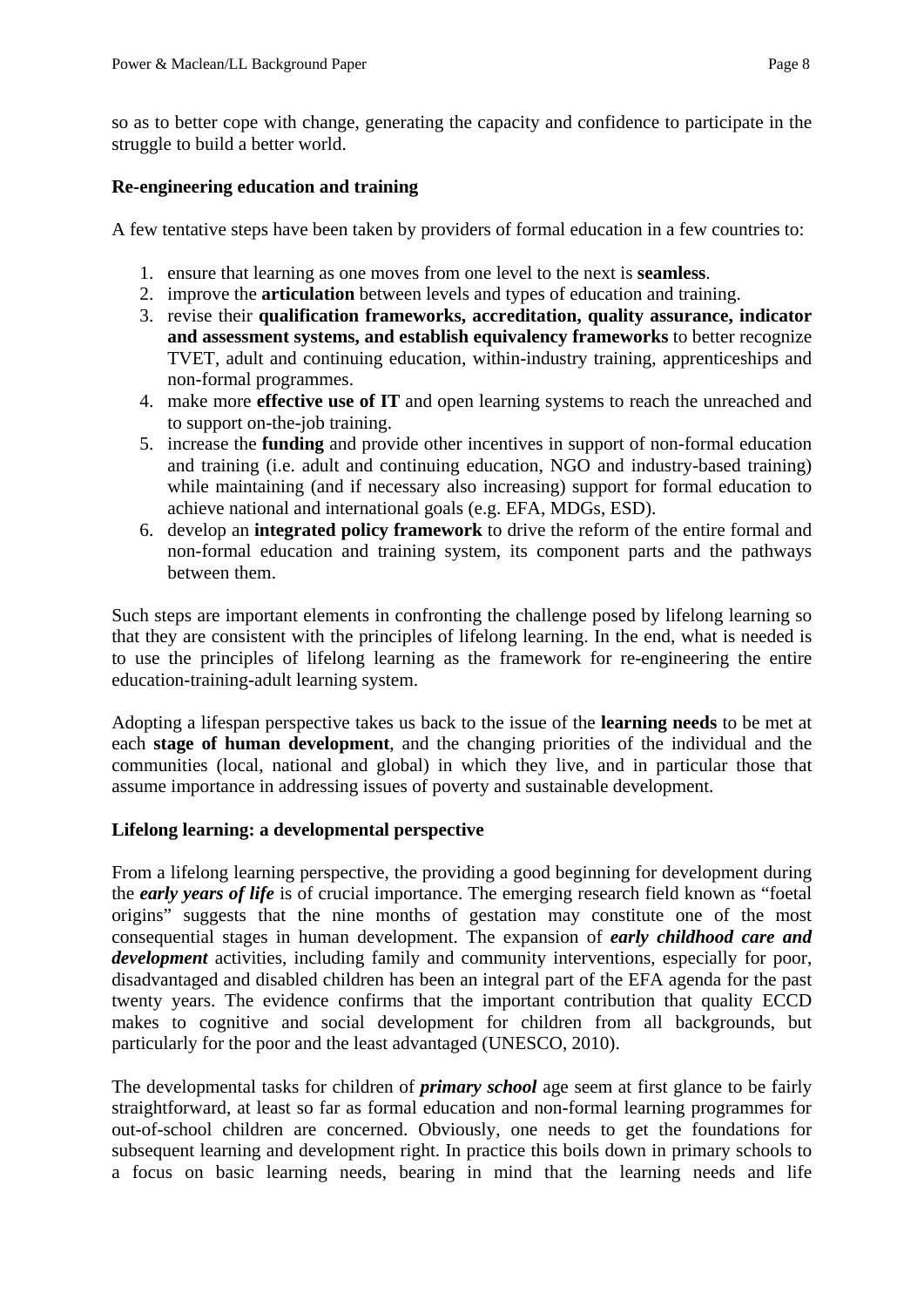so as to better cope with change, generating the capacity and confidence to participate in the struggle to build a better world.

**Re-engineering education and training**

A few tentative steps have been taken by providers of formal education in a few countries to:

1. ensure that learning as one moves from one level to the next is **seamless**.
2. improve the **articulation** between levels and types of education and training.
3. revise their **qualification frameworks, accreditation, quality assurance, indicator and assessment systems, and establish equivalency frameworks** to better recognize TVET, adult and continuing education, within-industry training, apprenticeships and non-formal programmes.
4. make more **effective use of IT** and open learning systems to reach the unreached and to support on-the-job training.
5. increase the **funding** and provide other incentives in support of non-formal education and training (i.e. adult and continuing education, NGO and industry-based training) while maintaining (and if necessary also increasing) support for formal education to achieve national and international goals (e.g. EFA, MDGs, ESD).
6. develop an **integrated policy framework** to drive the reform of the entire formal and non-formal education and training system, its component parts and the pathways between them.

Such steps are important elements in confronting the challenge posed by lifelong learning so that they are consistent with the principles of lifelong learning. In the end, what is needed is to use the principles of lifelong learning as the framework for re-engineering the entire education-training-adult learning system.

Adopting a lifespan perspective takes us back to the issue of the **learning needs** to be met at each **stage of human development**, and the changing priorities of the individual and the communities (local, national and global) in which they live, and in particular those that assume importance in addressing issues of poverty and sustainable development.

**Lifelong learning: a developmental perspective**

From a lifelong learning perspective, the providing a good beginning for development during the ***early years of life*** is of crucial importance. The emerging research field known as "foetal origins" suggests that the nine months of gestation may constitute one of the most consequential stages in human development. The expansion of ***early childhood care and development*** activities, including family and community interventions, especially for poor, disadvantaged and disabled children has been an integral part of the EFA agenda for the past twenty years. The evidence confirms that the important contribution that quality ECCD makes to cognitive and social development for children from all backgrounds, but particularly for the poor and the least advantaged (UNESCO, 2010).

The developmental tasks for children of ***primary school*** age seem at first glance to be fairly straightforward, at least so far as formal education and non-formal learning programmes for out-of-school children are concerned. Obviously, one needs to get the foundations for subsequent learning and development right. In practice this boils down in primary schools to a focus on basic learning needs, bearing in mind that the learning needs and life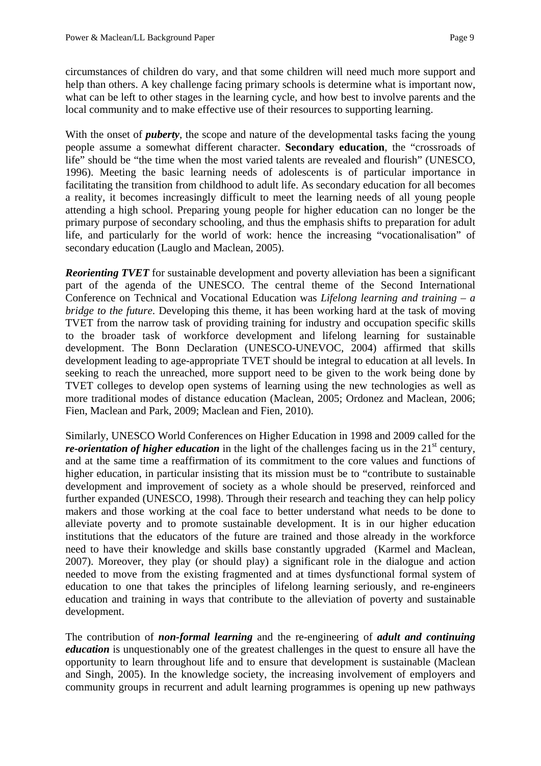circumstances of children do vary, and that some children will need much more support and help than others. A key challenge facing primary schools is determine what is important now, what can be left to other stages in the learning cycle, and how best to involve parents and the local community and to make effective use of their resources to supporting learning.

With the onset of ***puberty***, the scope and nature of the developmental tasks facing the young people assume a somewhat different character. **Secondary education**, the "crossroads of life" should be "the time when the most varied talents are revealed and flourish" (UNESCO, 1996). Meeting the basic learning needs of adolescents is of particular importance in facilitating the transition from childhood to adult life. As secondary education for all becomes a reality, it becomes increasingly difficult to meet the learning needs of all young people attending a high school. Preparing young people for higher education can no longer be the primary purpose of secondary schooling, and thus the emphasis shifts to preparation for adult life, and particularly for the world of work: hence the increasing "vocationalisation" of secondary education (Lauglo and Maclean, 2005).

***Reorienting TVET*** for sustainable development and poverty alleviation has been a significant part of the agenda of the UNESCO. The central theme of the Second International Conference on Technical and Vocational Education was *Lifelong learning and training – a bridge to the future*. Developing this theme, it has been working hard at the task of moving TVET from the narrow task of providing training for industry and occupation specific skills to the broader task of workforce development and lifelong learning for sustainable development. The Bonn Declaration (UNESCO-UNEVOC, 2004) affirmed that skills development leading to age-appropriate TVET should be integral to education at all levels. In seeking to reach the unreached, more support need to be given to the work being done by TVET colleges to develop open systems of learning using the new technologies as well as more traditional modes of distance education (Maclean, 2005; Ordonez and Maclean, 2006; Fien, Maclean and Park, 2009; Maclean and Fien, 2010).

Similarly, UNESCO World Conferences on Higher Education in 1998 and 2009 called for the ***re-orientation of higher education*** in the light of the challenges facing us in the 21st century, and at the same time a reaffirmation of its commitment to the core values and functions of higher education, in particular insisting that its mission must be to "contribute to sustainable development and improvement of society as a whole should be preserved, reinforced and further expanded (UNESCO, 1998). Through their research and teaching they can help policy makers and those working at the coal face to better understand what needs to be done to alleviate poverty and to promote sustainable development. It is in our higher education institutions that the educators of the future are trained and those already in the workforce need to have their knowledge and skills base constantly upgraded (Karmel and Maclean, 2007). Moreover, they play (or should play) a significant role in the dialogue and action needed to move from the existing fragmented and at times dysfunctional formal system of education to one that takes the principles of lifelong learning seriously, and re-engineers education and training in ways that contribute to the alleviation of poverty and sustainable development.

The contribution of ***non-formal learning*** and the re-engineering of ***adult and continuing education*** is unquestionably one of the greatest challenges in the quest to ensure all have the opportunity to learn throughout life and to ensure that development is sustainable (Maclean and Singh, 2005). In the knowledge society, the increasing involvement of employers and community groups in recurrent and adult learning programmes is opening up new pathways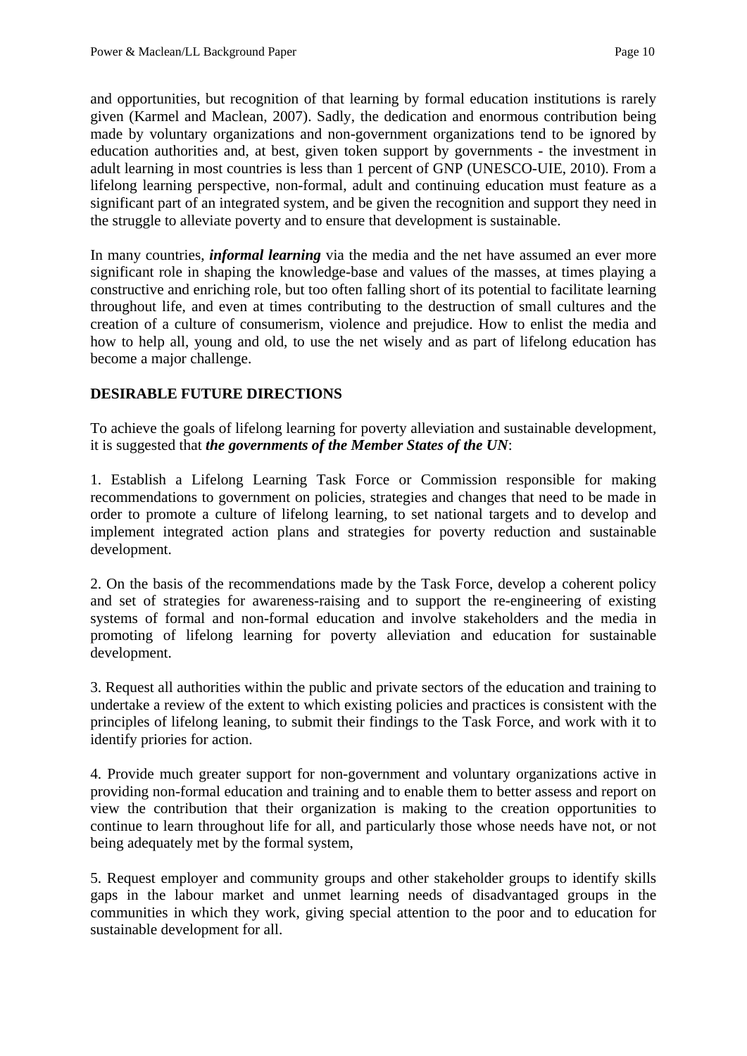and opportunities, but recognition of that learning by formal education institutions is rarely given (Karmel and Maclean, 2007). Sadly, the dedication and enormous contribution being made by voluntary organizations and non-government organizations tend to be ignored by education authorities and, at best, given token support by governments - the investment in adult learning in most countries is less than 1 percent of GNP (UNESCO-UIE, 2010). From a lifelong learning perspective, non-formal, adult and continuing education must feature as a significant part of an integrated system, and be given the recognition and support they need in the struggle to alleviate poverty and to ensure that development is sustainable.

In many countries, ***informal learning*** via the media and the net have assumed an ever more significant role in shaping the knowledge-base and values of the masses, at times playing a constructive and enriching role, but too often falling short of its potential to facilitate learning throughout life, and even at times contributing to the destruction of small cultures and the creation of a culture of consumerism, violence and prejudice. How to enlist the media and how to help all, young and old, to use the net wisely and as part of lifelong education has become a major challenge.

## DESIRABLE FUTURE DIRECTIONS

To achieve the goals of lifelong learning for poverty alleviation and sustainable development, it is suggested that ***the governments of the Member States of the UN***:

1. Establish a Lifelong Learning Task Force or Commission responsible for making recommendations to government on policies, strategies and changes that need to be made in order to promote a culture of lifelong learning, to set national targets and to develop and implement integrated action plans and strategies for poverty reduction and sustainable development.

2. On the basis of the recommendations made by the Task Force, develop a coherent policy and set of strategies for awareness-raising and to support the re-engineering of existing systems of formal and non-formal education and involve stakeholders and the media in promoting of lifelong learning for poverty alleviation and education for sustainable development.

3. Request all authorities within the public and private sectors of the education and training to undertake a review of the extent to which existing policies and practices is consistent with the principles of lifelong leaning, to submit their findings to the Task Force, and work with it to identify priories for action.

4. Provide much greater support for non-government and voluntary organizations active in providing non-formal education and training and to enable them to better assess and report on view the contribution that their organization is making to the creation opportunities to continue to learn throughout life for all, and particularly those whose needs have not, or not being adequately met by the formal system,

5. Request employer and community groups and other stakeholder groups to identify skills gaps in the labour market and unmet learning needs of disadvantaged groups in the communities in which they work, giving special attention to the poor and to education for sustainable development for all.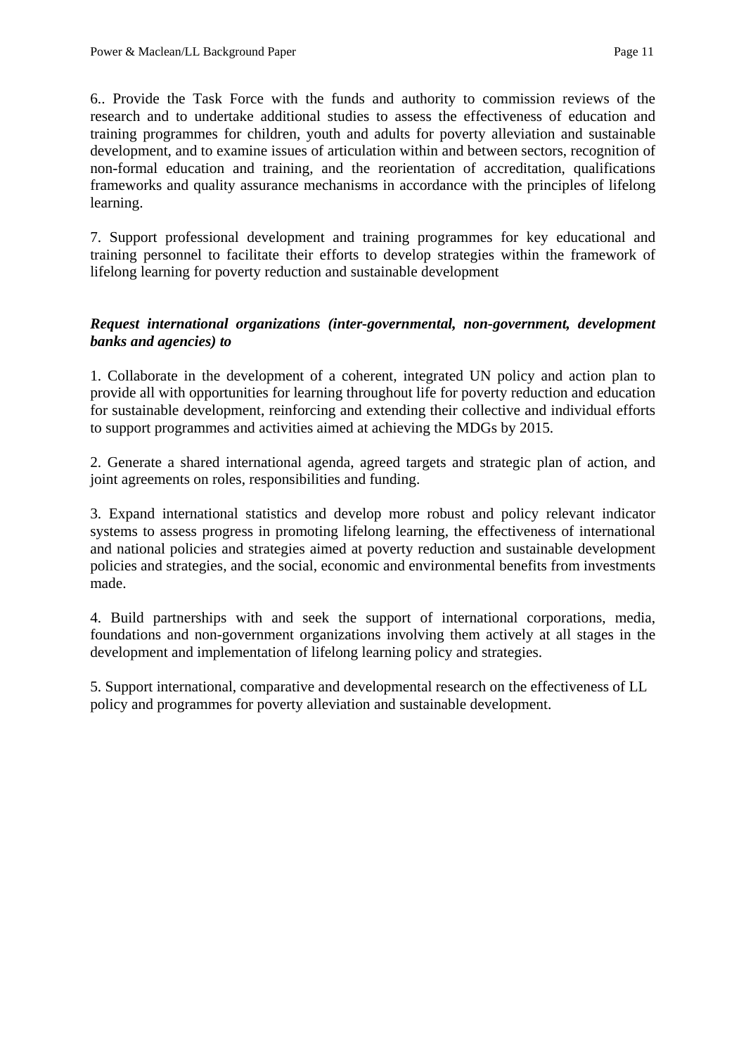6.. Provide the Task Force with the funds and authority to commission reviews of the research and to undertake additional studies to assess the effectiveness of education and training programmes for children, youth and adults for poverty alleviation and sustainable development, and to examine issues of articulation within and between sectors, recognition of non-formal education and training, and the reorientation of accreditation, qualifications frameworks and quality assurance mechanisms in accordance with the principles of lifelong learning.

7. Support professional development and training programmes for key educational and training personnel to facilitate their efforts to develop strategies within the framework of lifelong learning for poverty reduction and sustainable development

***Request international organizations (inter-governmental, non-government, development banks and agencies) to***

1. Collaborate in the development of a coherent, integrated UN policy and action plan to provide all with opportunities for learning throughout life for poverty reduction and education for sustainable development, reinforcing and extending their collective and individual efforts to support programmes and activities aimed at achieving the MDGs by 2015.

2. Generate a shared international agenda, agreed targets and strategic plan of action, and joint agreements on roles, responsibilities and funding.

3. Expand international statistics and develop more robust and policy relevant indicator systems to assess progress in promoting lifelong learning, the effectiveness of international and national policies and strategies aimed at poverty reduction and sustainable development policies and strategies, and the social, economic and environmental benefits from investments made.

4. Build partnerships with and seek the support of international corporations, media, foundations and non-government organizations involving them actively at all stages in the development and implementation of lifelong learning policy and strategies.

5. Support international, comparative and developmental research on the effectiveness of LL policy and programmes for poverty alleviation and sustainable development.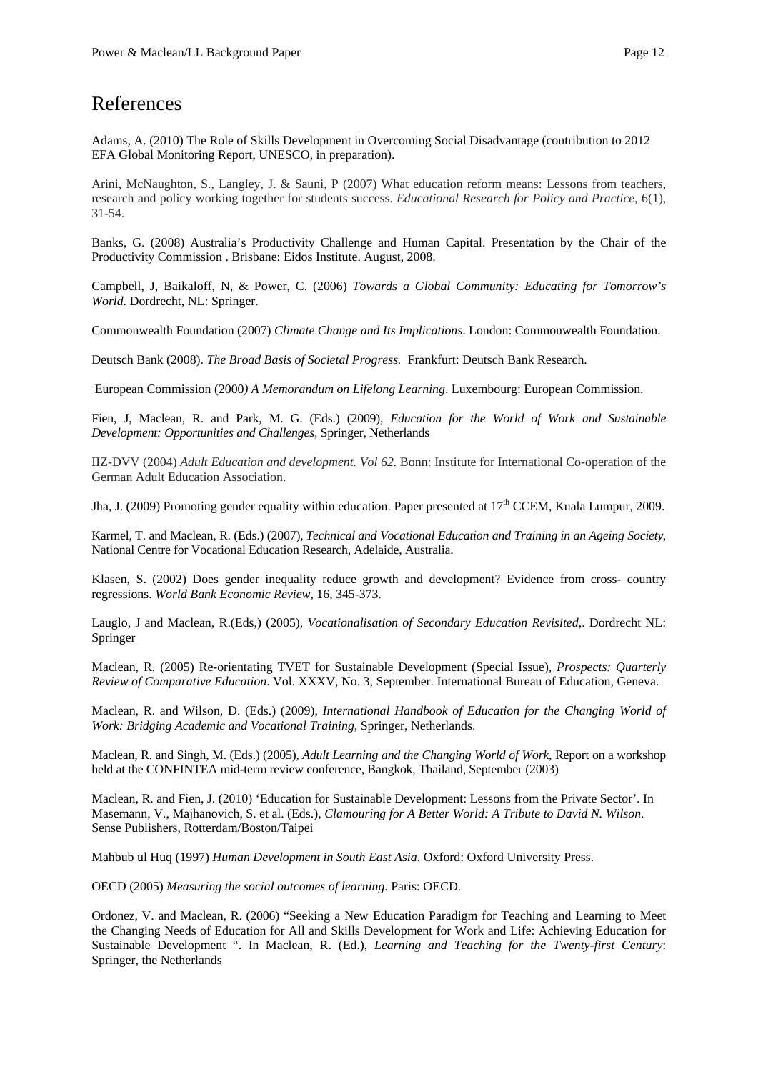# References

Adams, A. (2010) The Role of Skills Development in Overcoming Social Disadvantage (contribution to 2012 EFA Global Monitoring Report, UNESCO, in preparation).

Arini, McNaughton, S., Langley, J. & Sauni, P (2007) What education reform means: Lessons from teachers, research and policy working together for students success. *Educational Research for Policy and Practice*, 6(1), 31-54.

Banks, G. (2008) Australia's Productivity Challenge and Human Capital. Presentation by the Chair of the Productivity Commission . Brisbane: Eidos Institute. August, 2008.

Campbell, J, Baikaloff, N, & Power, C. (2006) *Towards a Global Community: Educating for Tomorrow's World.* Dordrecht, NL: Springer.

Commonwealth Foundation (2007) *Climate Change and Its Implications*. London: Commonwealth Foundation.

Deutsch Bank (2008). *The Broad Basis of Societal Progress.* Frankfurt: Deutsch Bank Research.

European Commission (2000*) A Memorandum on Lifelong Learning*. Luxembourg: European Commission.

Fien, J, Maclean, R. and Park, M. G. (Eds.) (2009), *Education for the World of Work and Sustainable Development: Opportunities and Challenges,* Springer, Netherlands

IIZ-DVV (2004) *Adult Education and development. Vol 62.* Bonn: Institute for International Co-operation of the German Adult Education Association.

Jha, J. (2009) Promoting gender equality within education. Paper presented at 17th CCEM, Kuala Lumpur, 2009.

Karmel, T. and Maclean, R. (Eds.) (2007), *Technical and Vocational Education and Training in an Ageing Society*, National Centre for Vocational Education Research, Adelaide, Australia.

Klasen, S. (2002) Does gender inequality reduce growth and development? Evidence from cross- country regressions. *World Bank Economic Review*, 16, 345-373.

Lauglo, J and Maclean, R.(Eds,) (2005), *Vocationalisation of Secondary Education Revisited*,. Dordrecht NL: Springer

Maclean, R. (2005) Re-orientating TVET for Sustainable Development (Special Issue), *Prospects: Quarterly Review of Comparative Education*. Vol. XXXV, No. 3, September. International Bureau of Education, Geneva.

Maclean, R. and Wilson, D. (Eds.) (2009), *International Handbook of Education for the Changing World of Work: Bridging Academic and Vocational Training*, Springer, Netherlands.

Maclean, R. and Singh, M. (Eds.) (2005), *Adult Learning and the Changing World of Work*, Report on a workshop held at the CONFINTEA mid-term review conference, Bangkok, Thailand, September (2003)

Maclean, R. and Fien, J. (2010) 'Education for Sustainable Development: Lessons from the Private Sector'. In Masemann, V., Majhanovich, S. et al. (Eds.), *Clamouring for A Better World: A Tribute to David N. Wilson*. Sense Publishers, Rotterdam/Boston/Taipei

Mahbub ul Huq (1997) *Human Development in South East Asia*. Oxford: Oxford University Press.

OECD (2005) *Measuring the social outcomes of learning.* Paris: OECD.

Ordonez, V. and Maclean, R. (2006) "Seeking a New Education Paradigm for Teaching and Learning to Meet the Changing Needs of Education for All and Skills Development for Work and Life: Achieving Education for Sustainable Development ". In Maclean, R. (Ed.), *Learning and Teaching for the Twenty-first Century*: Springer, the Netherlands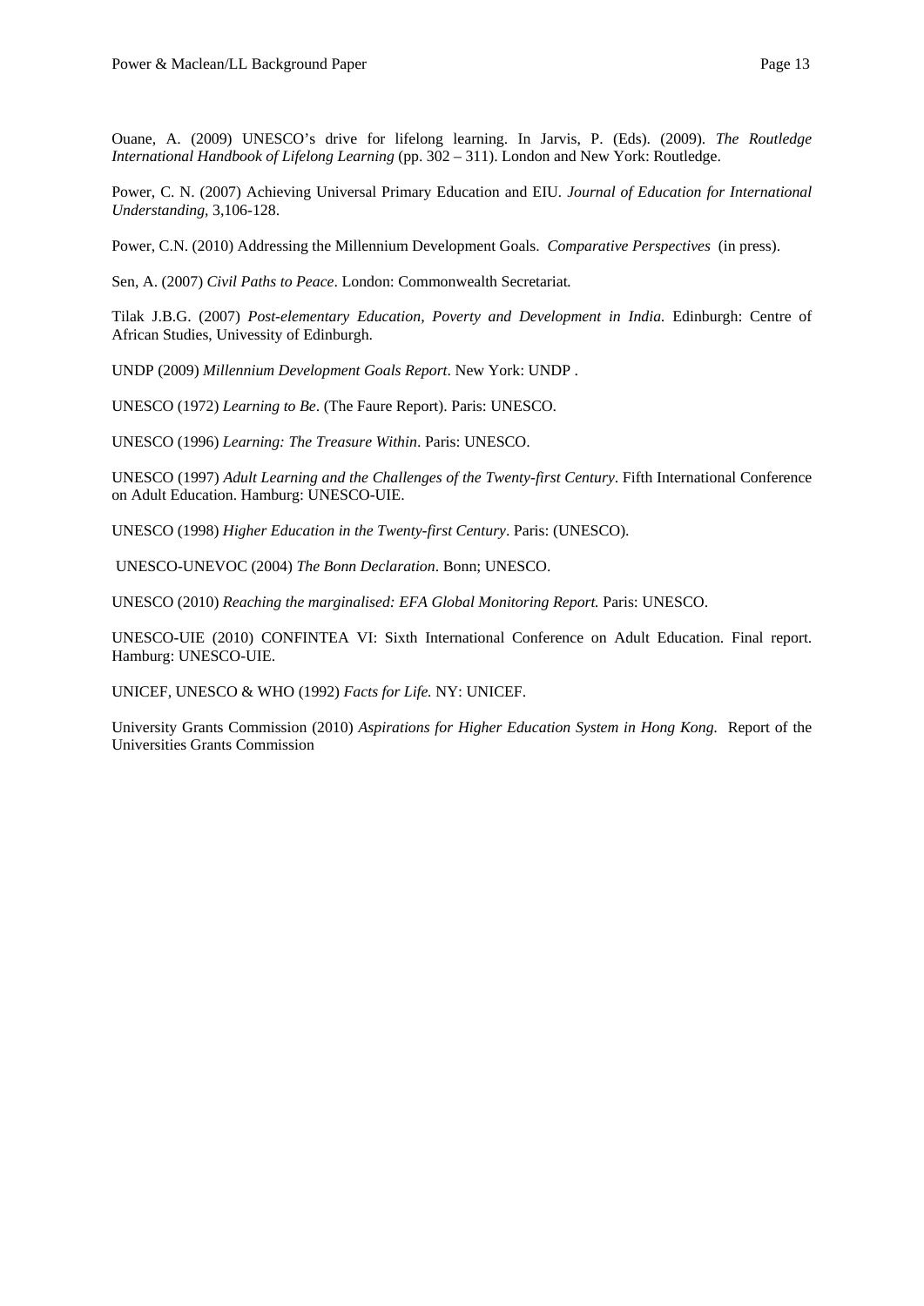Ouane, A. (2009) UNESCO's drive for lifelong learning. In Jarvis, P. (Eds). (2009). *The Routledge International Handbook of Lifelong Learning* (pp. 302 – 311). London and New York: Routledge.

Power, C. N. (2007) Achieving Universal Primary Education and EIU. *Journal of Education for International Understanding*, 3,106-128.

Power, C.N. (2010) Addressing the Millennium Development Goals. *Comparative Perspectives* (in press).

Sen, A. (2007) *Civil Paths to Peace*. London: Commonwealth Secretariat.

Tilak J.B.G. (2007) *Post-elementary Education, Poverty and Development in India.* Edinburgh: Centre of African Studies, Univessity of Edinburgh.

UNDP (2009) *Millennium Development Goals Report*. New York: UNDP .

UNESCO (1972) *Learning to Be*. (The Faure Report). Paris: UNESCO.

UNESCO (1996) *Learning: The Treasure Within*. Paris: UNESCO.

UNESCO (1997) *Adult Learning and the Challenges of the Twenty-first Century*. Fifth International Conference on Adult Education. Hamburg: UNESCO-UIE.

UNESCO (1998) *Higher Education in the Twenty-first Century*. Paris: (UNESCO).

UNESCO-UNEVOC (2004) *The Bonn Declaration*. Bonn; UNESCO.

UNESCO (2010) *Reaching the marginalised: EFA Global Monitoring Report.* Paris: UNESCO.

UNESCO-UIE (2010) CONFINTEA VI: Sixth International Conference on Adult Education. Final report. Hamburg: UNESCO-UIE.

UNICEF, UNESCO & WHO (1992) *Facts for Life.* NY: UNICEF.

University Grants Commission (2010) *Aspirations for Higher Education System in Hong Kong.* Report of the Universities Grants Commission